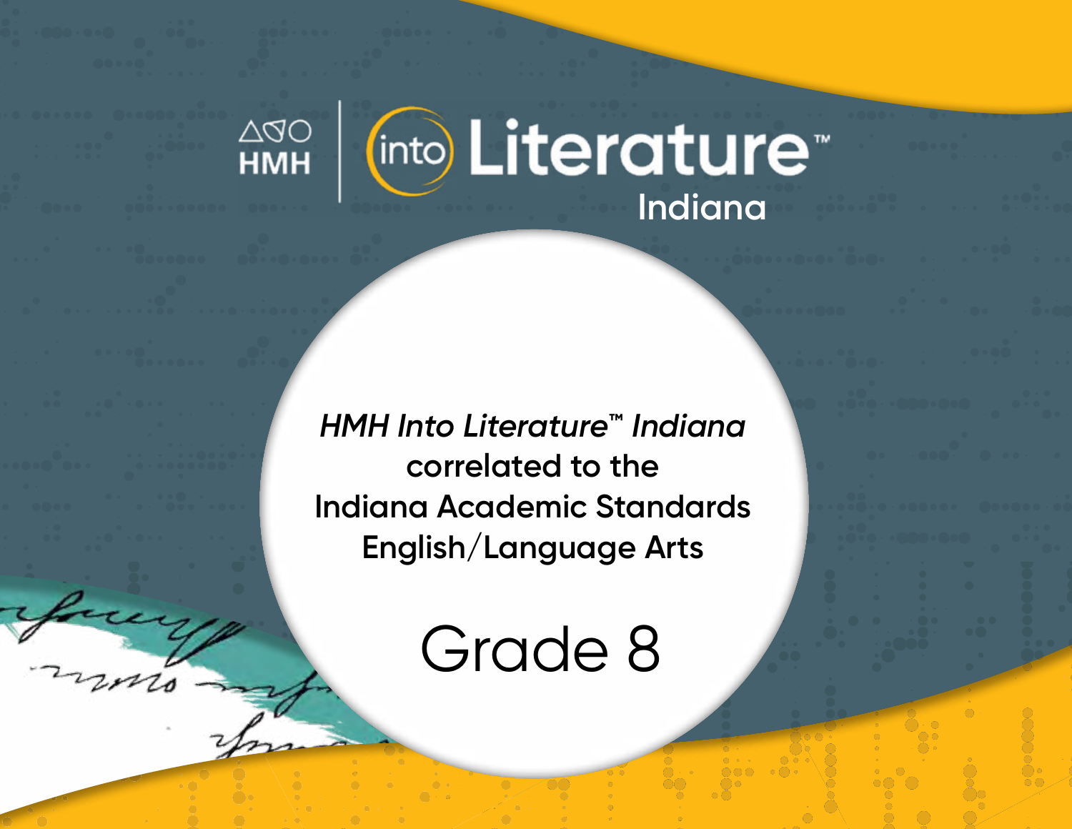HMH | into Literature™

Indiana

*HMH Into Literature™ Indiana*
correlated to the
Indiana Academic Standards
English/Language Arts

# Grade 8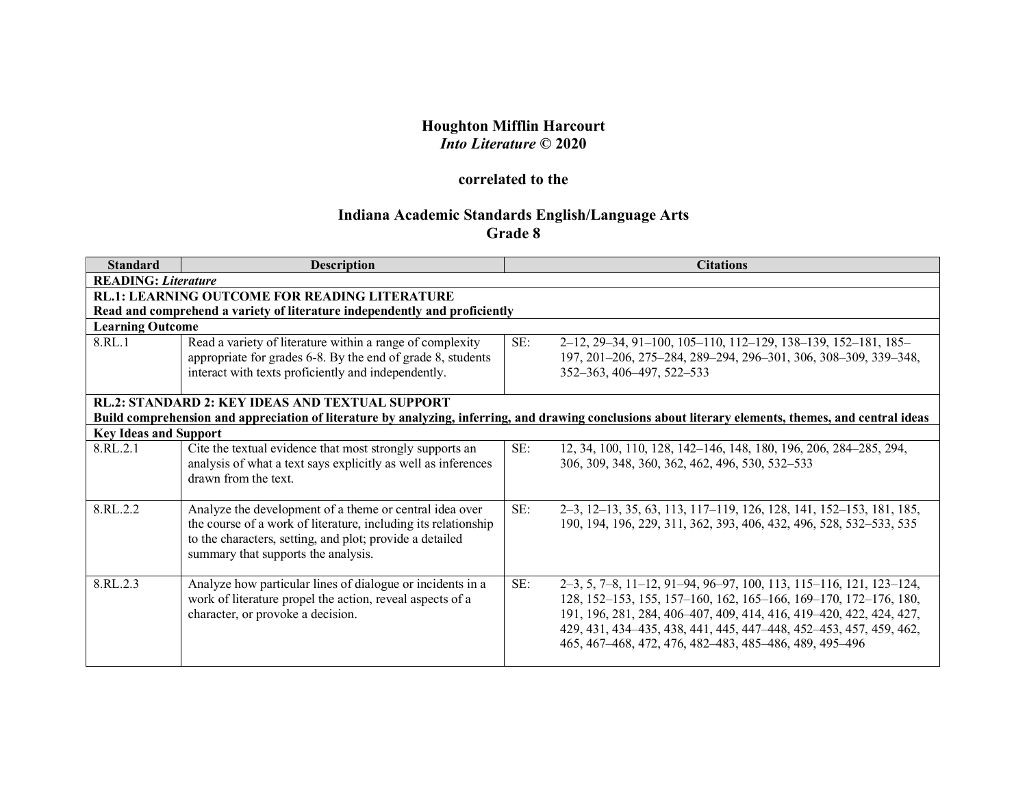**Houghton Mifflin Harcourt**
***Into Literature* © 2020**

**correlated to the**

**Indiana Academic Standards English/Language Arts**
**Grade 8**

| Standard | Description | Citations |
|---|---|---|
| **READING:** ***Literature*** | | |
| **RL.1: LEARNING OUTCOME FOR READING LITERATURE** **Read and comprehend a variety of literature independently and proficiently** | | |
| **Learning Outcome** | | |
| 8.RL.1 | Read a variety of literature within a range of complexity appropriate for grades 6-8. By the end of grade 8, students interact with texts proficiently and independently. | SE: 2–12, 29–34, 91–100, 105–110, 112–129, 138–139, 152–181, 185–197, 201–206, 275–284, 289–294, 296–301, 306, 308–309, 339–348, 352–363, 406–497, 522–533 |
| **RL.2: STANDARD 2: KEY IDEAS AND TEXTUAL SUPPORT** **Build comprehension and appreciation of literature by analyzing, inferring, and drawing conclusions about literary elements, themes, and central ideas** | | |
| **Key Ideas and Support** | | |
| 8.RL.2.1 | Cite the textual evidence that most strongly supports an analysis of what a text says explicitly as well as inferences drawn from the text. | SE: 12, 34, 100, 110, 128, 142–146, 148, 180, 196, 206, 284–285, 294, 306, 309, 348, 360, 362, 462, 496, 530, 532–533 |
| 8.RL.2.2 | Analyze the development of a theme or central idea over the course of a work of literature, including its relationship to the characters, setting, and plot; provide a detailed summary that supports the analysis. | SE: 2–3, 12–13, 35, 63, 113, 117–119, 126, 128, 141, 152–153, 181, 185, 190, 194, 196, 229, 311, 362, 393, 406, 432, 496, 528, 532–533, 535 |
| 8.RL.2.3 | Analyze how particular lines of dialogue or incidents in a work of literature propel the action, reveal aspects of a character, or provoke a decision. | SE: 2–3, 5, 7–8, 11–12, 91–94, 96–97, 100, 113, 115–116, 121, 123–124, 128, 152–153, 155, 157–160, 162, 165–166, 169–170, 172–176, 180, 191, 196, 281, 284, 406–407, 409, 414, 416, 419–420, 422, 424, 427, 429, 431, 434–435, 438, 441, 445, 447–448, 452–453, 457, 459, 462, 465, 467–468, 472, 476, 482–483, 485–486, 489, 495–496 |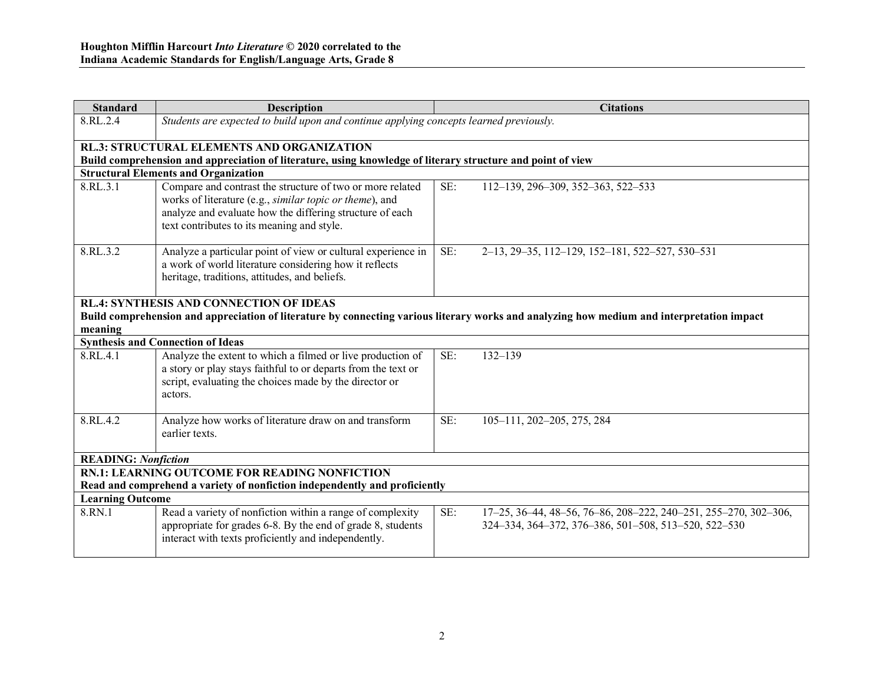| Standard | Description | Citations |
|---|---|---|
| 8.RL.2.4 | *Students are expected to build upon and continue applying concepts learned previously.* | |
| **RL.3: STRUCTURAL ELEMENTS AND ORGANIZATION** **Build comprehension and appreciation of literature, using knowledge of literary structure and point of view** | | |
| **Structural Elements and Organization** | | |
| 8.RL.3.1 | Compare and contrast the structure of two or more related works of literature (e.g., *similar topic or theme*), and analyze and evaluate how the differing structure of each text contributes to its meaning and style. | SE: 112–139, 296–309, 352–363, 522–533 |
| 8.RL.3.2 | Analyze a particular point of view or cultural experience in a work of world literature considering how it reflects heritage, traditions, attitudes, and beliefs. | SE: 2–13, 29–35, 112–129, 152–181, 522–527, 530–531 |
| **RL.4: SYNTHESIS AND CONNECTION OF IDEAS** **Build comprehension and appreciation of literature by connecting various literary works and analyzing how medium and interpretation impact meaning** | | |
| **Synthesis and Connection of Ideas** | | |
| 8.RL.4.1 | Analyze the extent to which a filmed or live production of a story or play stays faithful to or departs from the text or script, evaluating the choices made by the director or actors. | SE: 132–139 |
| 8.RL.4.2 | Analyze how works of literature draw on and transform earlier texts. | SE: 105–111, 202–205, 275, 284 |
| **READING:** ***Nonfiction*** | | |
| **RN.1: LEARNING OUTCOME FOR READING NONFICTION** **Read and comprehend a variety of nonfiction independently and proficiently** | | |
| **Learning Outcome** | | |
| 8.RN.1 | Read a variety of nonfiction within a range of complexity appropriate for grades 6-8. By the end of grade 8, students interact with texts proficiently and independently. | SE: 17–25, 36–44, 48–56, 76–86, 208–222, 240–251, 255–270, 302–306, 324–334, 364–372, 376–386, 501–508, 513–520, 522–530 |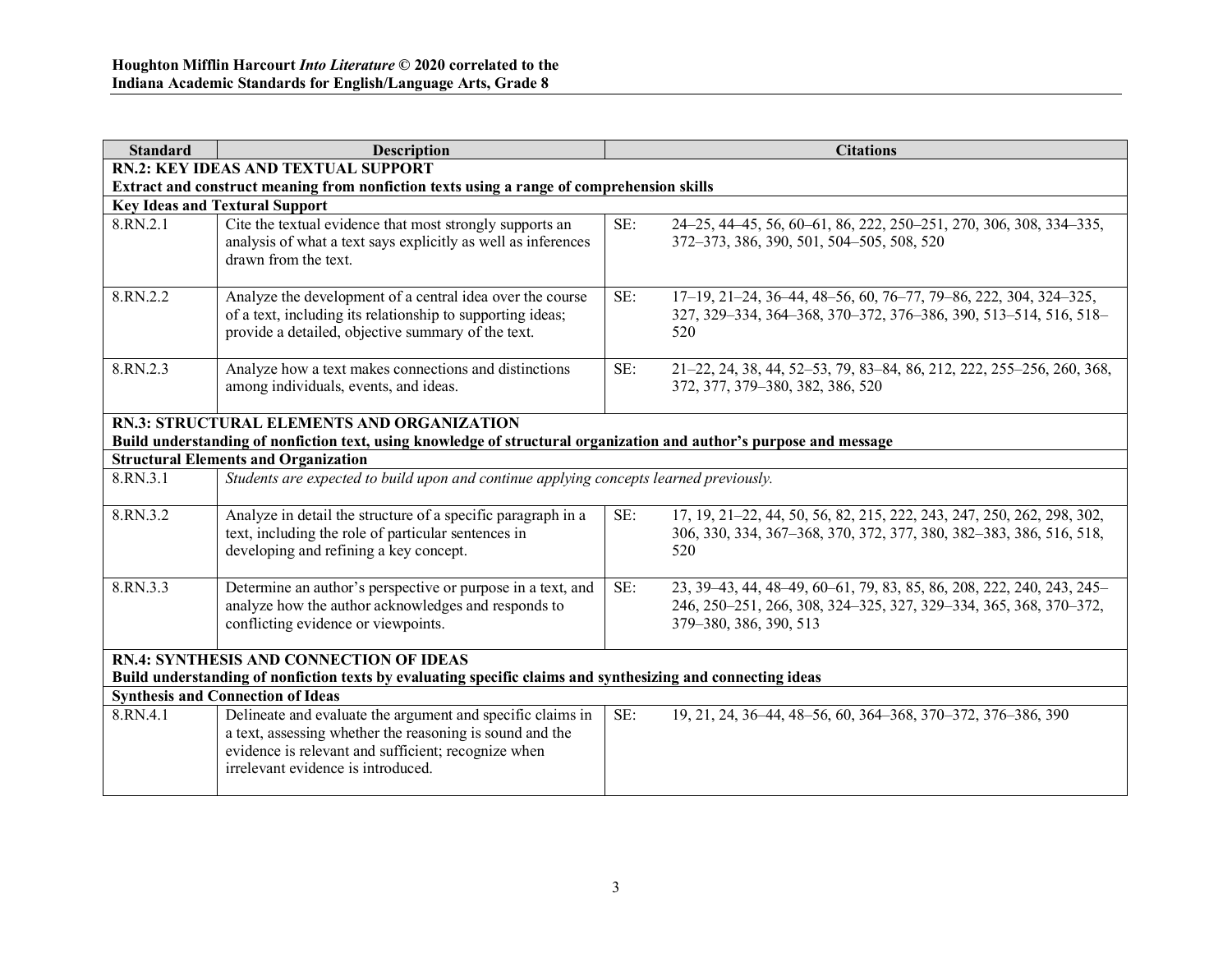| Standard | Description | Citations |
|---|---|---|
| **RN.2: KEY IDEAS AND TEXTUAL SUPPORT**<br>**Extract and construct meaning from nonfiction texts using a range of comprehension skills** | | |
| **Key Ideas and Textural Support** | | |
| 8.RN.2.1 | Cite the textual evidence that most strongly supports an analysis of what a text says explicitly as well as inferences drawn from the text. | SE: 24–25, 44–45, 56, 60–61, 86, 222, 250–251, 270, 306, 308, 334–335, 372–373, 386, 390, 501, 504–505, 508, 520 |
| 8.RN.2.2 | Analyze the development of a central idea over the course of a text, including its relationship to supporting ideas; provide a detailed, objective summary of the text. | SE: 17–19, 21–24, 36–44, 48–56, 60, 76–77, 79–86, 222, 304, 324–325, 327, 329–334, 364–368, 370–372, 376–386, 390, 513–514, 516, 518–520 |
| 8.RN.2.3 | Analyze how a text makes connections and distinctions among individuals, events, and ideas. | SE: 21–22, 24, 38, 44, 52–53, 79, 83–84, 86, 212, 222, 255–256, 260, 368, 372, 377, 379–380, 382, 386, 520 |
| **RN.3: STRUCTURAL ELEMENTS AND ORGANIZATION**<br>**Build understanding of nonfiction text, using knowledge of structural organization and author's purpose and message** | | |
| **Structural Elements and Organization** | | |
| 8.RN.3.1 | *Students are expected to build upon and continue applying concepts learned previously.* | |
| 8.RN.3.2 | Analyze in detail the structure of a specific paragraph in a text, including the role of particular sentences in developing and refining a key concept. | SE: 17, 19, 21–22, 44, 50, 56, 82, 215, 222, 243, 247, 250, 262, 298, 302, 306, 330, 334, 367–368, 370, 372, 377, 380, 382–383, 386, 516, 518, 520 |
| 8.RN.3.3 | Determine an author's perspective or purpose in a text, and analyze how the author acknowledges and responds to conflicting evidence or viewpoints. | SE: 23, 39–43, 44, 48–49, 60–61, 79, 83, 85, 86, 208, 222, 240, 243, 245–246, 250–251, 266, 308, 324–325, 327, 329–334, 365, 368, 370–372, 379–380, 386, 390, 513 |
| **RN.4: SYNTHESIS AND CONNECTION OF IDEAS**<br>**Build understanding of nonfiction texts by evaluating specific claims and synthesizing and connecting ideas** | | |
| **Synthesis and Connection of Ideas** | | |
| 8.RN.4.1 | Delineate and evaluate the argument and specific claims in a text, assessing whether the reasoning is sound and the evidence is relevant and sufficient; recognize when irrelevant evidence is introduced. | SE: 19, 21, 24, 36–44, 48–56, 60, 364–368, 370–372, 376–386, 390 |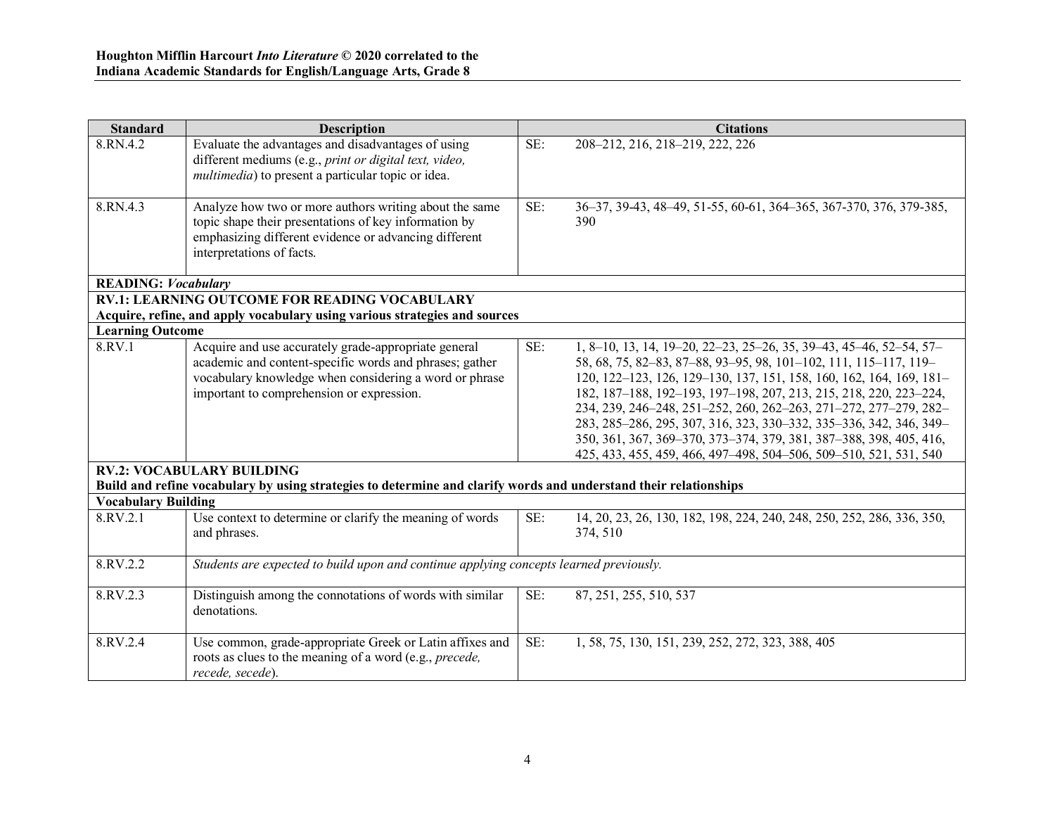| Standard | Description | | Citations |
|---|---|---|---|
| 8.RN.4.2 | Evaluate the advantages and disadvantages of using different mediums (e.g., *print or digital text, video, multimedia*) to present a particular topic or idea. | SE: | 208–212, 216, 218–219, 222, 226 |
| 8.RN.4.3 | Analyze how two or more authors writing about the same topic shape their presentations of key information by emphasizing different evidence or advancing different interpretations of facts. | SE: | 36–37, 39-43, 48–49, 51-55, 60-61, 364–365, 367-370, 376, 379-385, 390 |
| **READING: *Vocabulary*** | | | |
| **RV.1: LEARNING OUTCOME FOR READING VOCABULARY**<br>**Acquire, refine, and apply vocabulary using various strategies and sources** | | | |
| **Learning Outcome** | | | |
| 8.RV.1 | Acquire and use accurately grade-appropriate general academic and content-specific words and phrases; gather vocabulary knowledge when considering a word or phrase important to comprehension or expression. | SE: | 1, 8–10, 13, 14, 19–20, 22–23, 25–26, 35, 39–43, 45–46, 52–54, 57–58, 68, 75, 82–83, 87–88, 93–95, 98, 101–102, 111, 115–117, 119–120, 122–123, 126, 129–130, 137, 151, 158, 160, 162, 164, 169, 181–182, 187–188, 192–193, 197–198, 207, 213, 215, 218, 220, 223–224, 234, 239, 246–248, 251–252, 260, 262–263, 271–272, 277–279, 282–283, 285–286, 295, 307, 316, 323, 330–332, 335–336, 342, 346, 349–350, 361, 367, 369–370, 373–374, 379, 381, 387–388, 398, 405, 416, 425, 433, 455, 459, 466, 497–498, 504–506, 509–510, 521, 531, 540 |
| **RV.2: VOCABULARY BUILDING**<br>**Build and refine vocabulary by using strategies to determine and clarify words and understand their relationships** | | | |
| **Vocabulary Building** | | | |
| 8.RV.2.1 | Use context to determine or clarify the meaning of words and phrases. | SE: | 14, 20, 23, 26, 130, 182, 198, 224, 240, 248, 250, 252, 286, 336, 350, 374, 510 |
| 8.RV.2.2 | *Students are expected to build upon and continue applying concepts learned previously.* | | |
| 8.RV.2.3 | Distinguish among the connotations of words with similar denotations. | SE: | 87, 251, 255, 510, 537 |
| 8.RV.2.4 | Use common, grade-appropriate Greek or Latin affixes and roots as clues to the meaning of a word (e.g., *precede, recede, secede*). | SE: | 1, 58, 75, 130, 151, 239, 252, 272, 323, 388, 405 |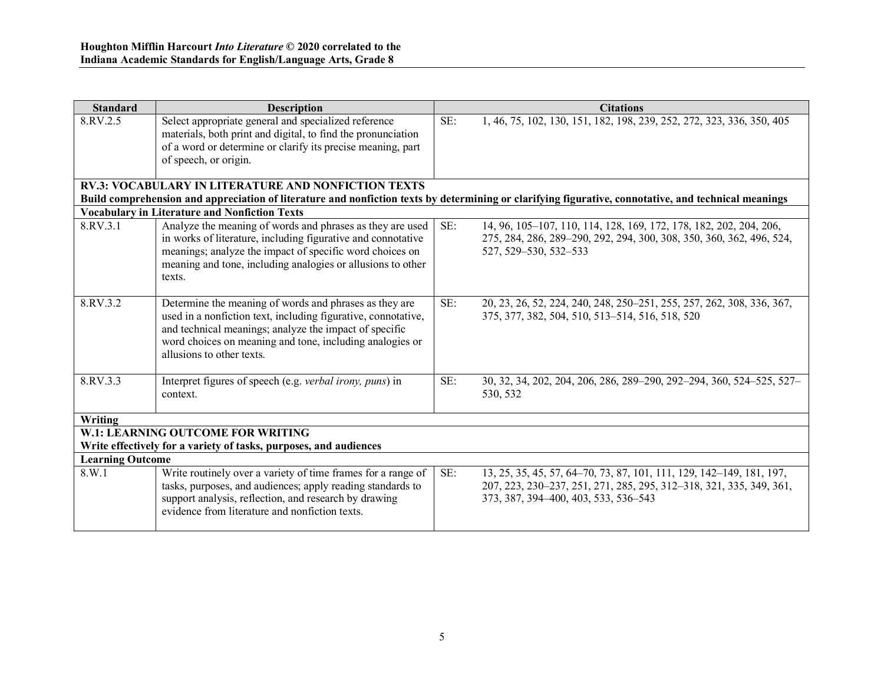| Standard | Description | | Citations |
|---|---|---|---|
| 8.RV.2.5 | Select appropriate general and specialized reference materials, both print and digital, to find the pronunciation of a word or determine or clarify its precise meaning, part of speech, or origin. | SE: | 1, 46, 75, 102, 130, 151, 182, 198, 239, 252, 272, 323, 336, 350, 405 |
| **RV.3: VOCABULARY IN LITERATURE AND NONFICTION TEXTS** **Build comprehension and appreciation of literature and nonfiction texts by determining or clarifying figurative, connotative, and technical meanings** | | | |
| **Vocabulary in Literature and Nonfiction Texts** | | | |
| 8.RV.3.1 | Analyze the meaning of words and phrases as they are used in works of literature, including figurative and connotative meanings; analyze the impact of specific word choices on meaning and tone, including analogies or allusions to other texts. | SE: | 14, 96, 105–107, 110, 114, 128, 169, 172, 178, 182, 202, 204, 206, 275, 284, 286, 289–290, 292, 294, 300, 308, 350, 360, 362, 496, 524, 527, 529–530, 532–533 |
| 8.RV.3.2 | Determine the meaning of words and phrases as they are used in a nonfiction text, including figurative, connotative, and technical meanings; analyze the impact of specific word choices on meaning and tone, including analogies or allusions to other texts. | SE: | 20, 23, 26, 52, 224, 240, 248, 250–251, 255, 257, 262, 308, 336, 367, 375, 377, 382, 504, 510, 513–514, 516, 518, 520 |
| 8.RV.3.3 | Interpret figures of speech (e.g. *verbal irony, puns*) in context. | SE: | 30, 32, 34, 202, 204, 206, 286, 289–290, 292–294, 360, 524–525, 527–530, 532 |
| **Writing** | | | |
| **W.1: LEARNING OUTCOME FOR WRITING** **Write effectively for a variety of tasks, purposes, and audiences** | | | |
| **Learning Outcome** | | | |
| 8.W.1 | Write routinely over a variety of time frames for a range of tasks, purposes, and audiences; apply reading standards to support analysis, reflection, and research by drawing evidence from literature and nonfiction texts. | SE: | 13, 25, 35, 45, 57, 64–70, 73, 87, 101, 111, 129, 142–149, 181, 197, 207, 223, 230–237, 251, 271, 285, 295, 312–318, 321, 335, 349, 361, 373, 387, 394–400, 403, 533, 536–543 |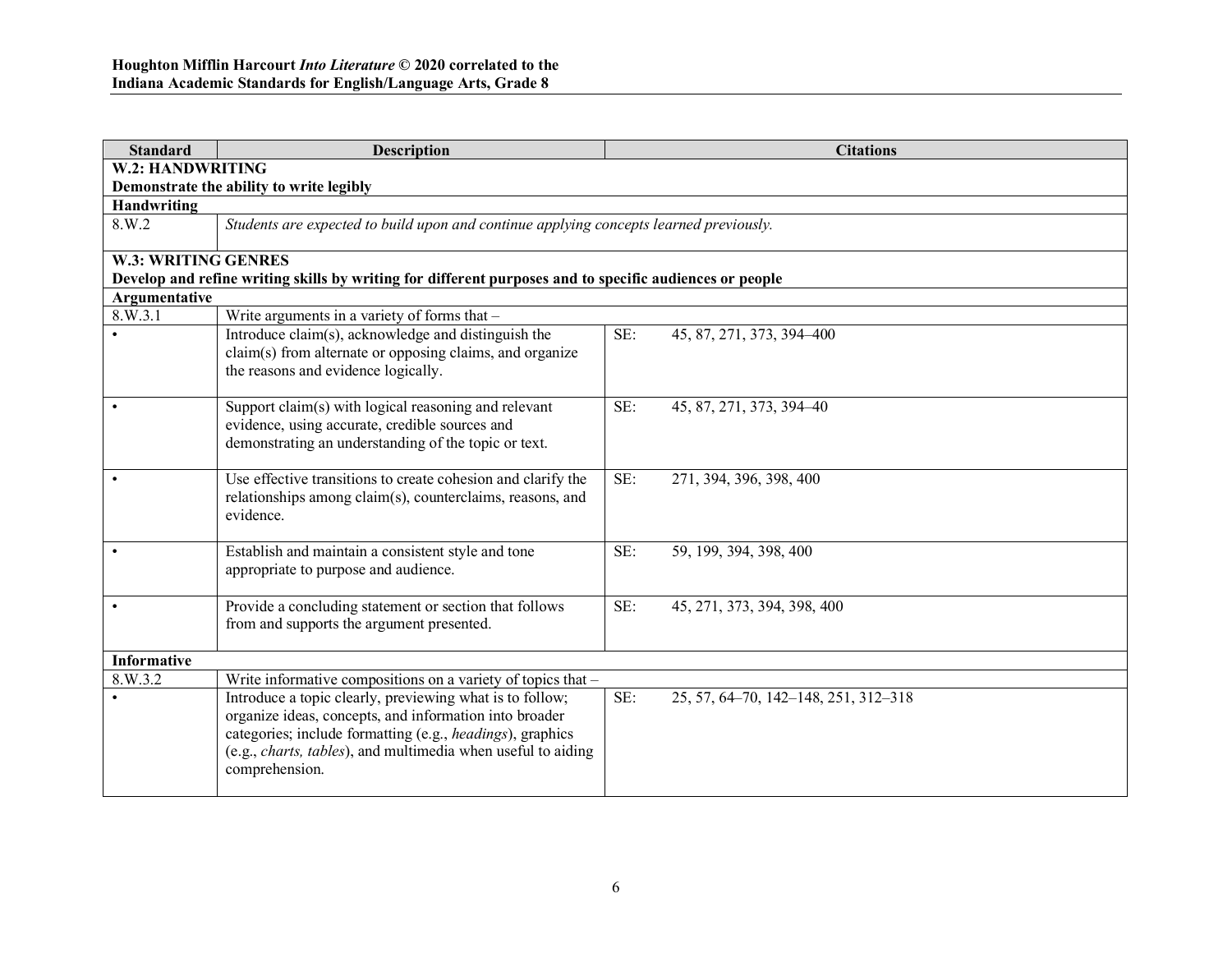**Houghton Mifflin Harcourt *Into Literature* © 2020 correlated to the Indiana Academic Standards for English/Language Arts, Grade 8**

| Standard | Description | Citations |
|---|---|---|
| **W.2: HANDWRITING**<br>**Demonstrate the ability to write legibly** | | |
| **Handwriting** | | |
| 8.W.2 | *Students are expected to build upon and continue applying concepts learned previously.* | |
| **W.3: WRITING GENRES**<br>**Develop and refine writing skills by writing for different purposes and to specific audiences or people** | | |
| **Argumentative** | | |
| 8.W.3.1 | Write arguments in a variety of forms that – | |
| • | Introduce claim(s), acknowledge and distinguish the claim(s) from alternate or opposing claims, and organize the reasons and evidence logically. | SE: 45, 87, 271, 373, 394–400 |
| • | Support claim(s) with logical reasoning and relevant evidence, using accurate, credible sources and demonstrating an understanding of the topic or text. | SE: 45, 87, 271, 373, 394–40 |
| • | Use effective transitions to create cohesion and clarify the relationships among claim(s), counterclaims, reasons, and evidence. | SE: 271, 394, 396, 398, 400 |
| • | Establish and maintain a consistent style and tone appropriate to purpose and audience. | SE: 59, 199, 394, 398, 400 |
| • | Provide a concluding statement or section that follows from and supports the argument presented. | SE: 45, 271, 373, 394, 398, 400 |
| **Informative** | | |
| 8.W.3.2 | Write informative compositions on a variety of topics that – | |
| • | Introduce a topic clearly, previewing what is to follow; organize ideas, concepts, and information into broader categories; include formatting (e.g., *headings*), graphics (e.g., *charts, tables*), and multimedia when useful to aiding comprehension. | SE: 25, 57, 64–70, 142–148, 251, 312–318 |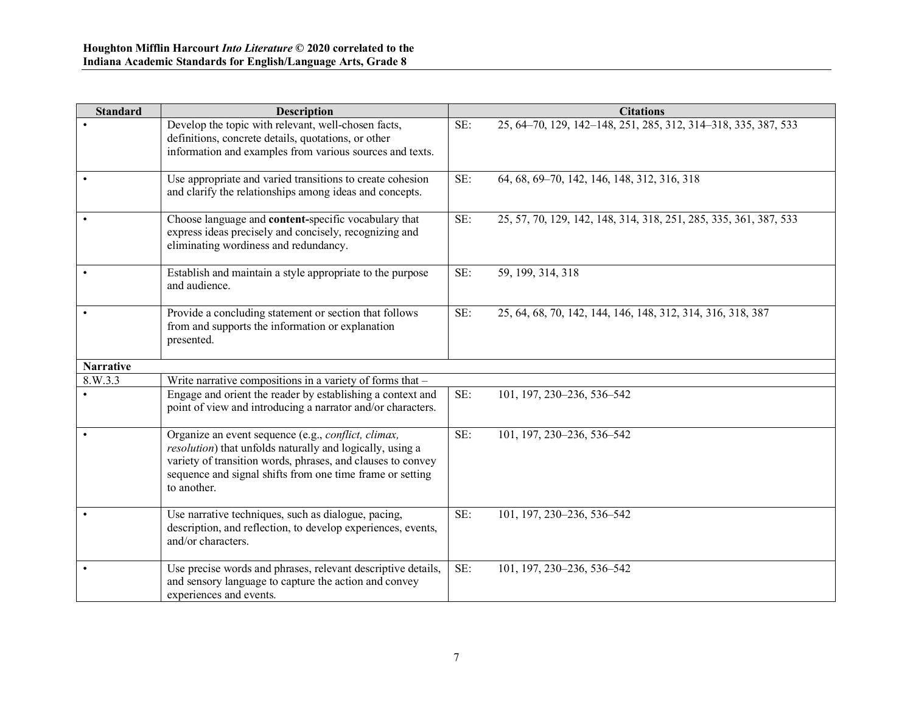| Standard | Description | Citations |
|---|---|---|
| • | Develop the topic with relevant, well-chosen facts, definitions, concrete details, quotations, or other information and examples from various sources and texts. | SE: 25, 64–70, 129, 142–148, 251, 285, 312, 314–318, 335, 387, 533 |
| • | Use appropriate and varied transitions to create cohesion and clarify the relationships among ideas and concepts. | SE: 64, 68, 69–70, 142, 146, 148, 312, 316, 318 |
| • | Choose language and **content-**specific vocabulary that express ideas precisely and concisely, recognizing and eliminating wordiness and redundancy. | SE: 25, 57, 70, 129, 142, 148, 314, 318, 251, 285, 335, 361, 387, 533 |
| • | Establish and maintain a style appropriate to the purpose and audience. | SE: 59, 199, 314, 318 |
| • | Provide a concluding statement or section that follows from and supports the information or explanation presented. | SE: 25, 64, 68, 70, 142, 144, 146, 148, 312, 314, 316, 318, 387 |
| **Narrative** | | |
| 8.W.3.3 | Write narrative compositions in a variety of forms that – | |
| • | Engage and orient the reader by establishing a context and point of view and introducing a narrator and/or characters. | SE: 101, 197, 230–236, 536–542 |
| • | Organize an event sequence (e.g., *conflict, climax, resolution*) that unfolds naturally and logically, using a variety of transition words, phrases, and clauses to convey sequence and signal shifts from one time frame or setting to another. | SE: 101, 197, 230–236, 536–542 |
| • | Use narrative techniques, such as dialogue, pacing, description, and reflection, to develop experiences, events, and/or characters. | SE: 101, 197, 230–236, 536–542 |
| • | Use precise words and phrases, relevant descriptive details, and sensory language to capture the action and convey experiences and events. | SE: 101, 197, 230–236, 536–542 |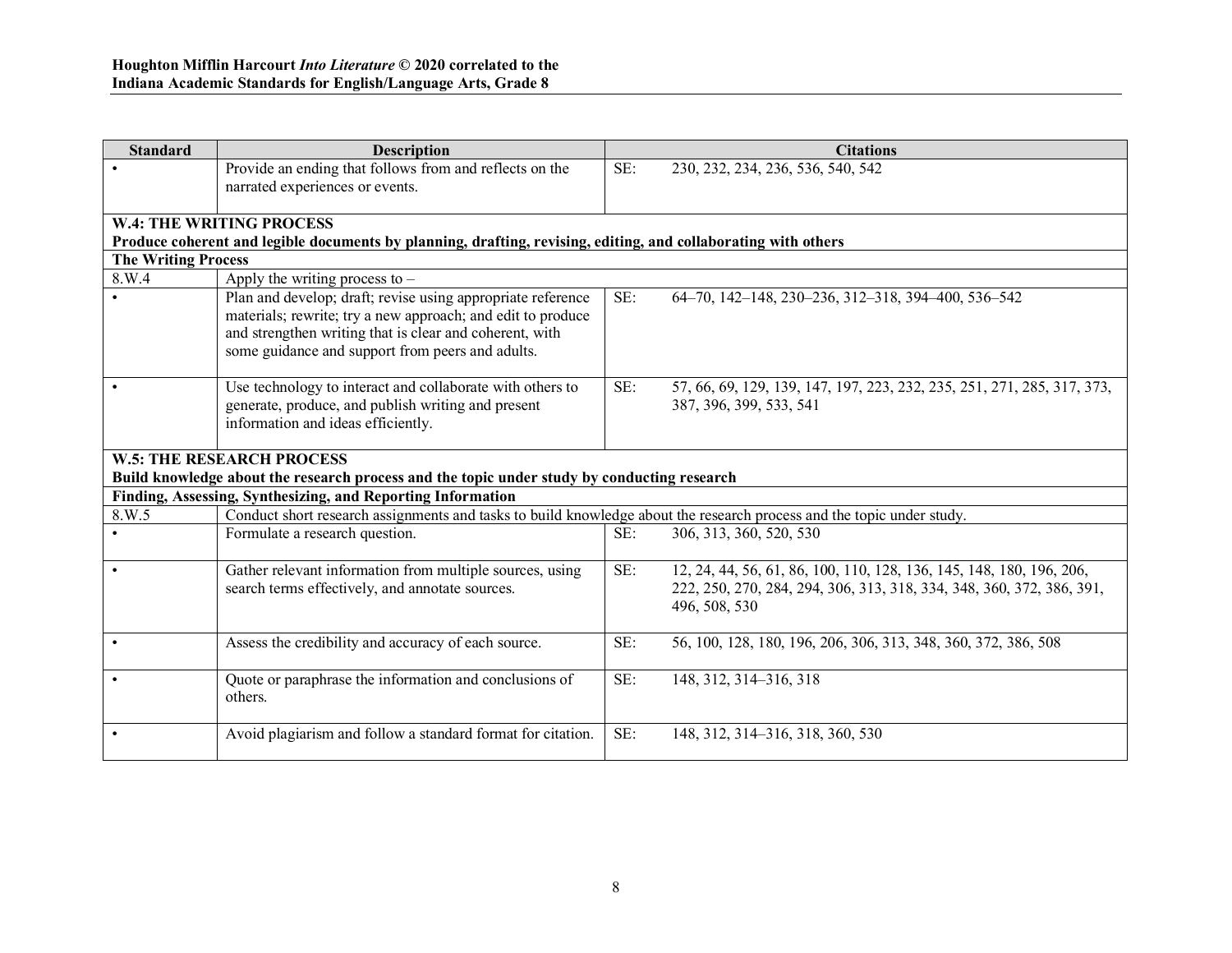| Standard | Description | Citations |
| --- | --- | --- |
| • | Provide an ending that follows from and reflects on the narrated experiences or events. | SE: 230, 232, 234, 236, 536, 540, 542 |
| **W.4: THE WRITING PROCESS** **Produce coherent and legible documents by planning, drafting, revising, editing, and collaborating with others** | | |
| **The Writing Process** | | |
| 8.W.4 | Apply the writing process to – | |
| • | Plan and develop; draft; revise using appropriate reference materials; rewrite; try a new approach; and edit to produce and strengthen writing that is clear and coherent, with some guidance and support from peers and adults. | SE: 64–70, 142–148, 230–236, 312–318, 394–400, 536–542 |
| • | Use technology to interact and collaborate with others to generate, produce, and publish writing and present information and ideas efficiently. | SE: 57, 66, 69, 129, 139, 147, 197, 223, 232, 235, 251, 271, 285, 317, 373, 387, 396, 399, 533, 541 |
| **W.5: THE RESEARCH PROCESS** **Build knowledge about the research process and the topic under study by conducting research** | | |
| **Finding, Assessing, Synthesizing, and Reporting Information** | | |
| 8.W.5 | Conduct short research assignments and tasks to build knowledge about the research process and the topic under study. | |
| • | Formulate a research question. | SE: 306, 313, 360, 520, 530 |
| • | Gather relevant information from multiple sources, using search terms effectively, and annotate sources. | SE: 12, 24, 44, 56, 61, 86, 100, 110, 128, 136, 145, 148, 180, 196, 206, 222, 250, 270, 284, 294, 306, 313, 318, 334, 348, 360, 372, 386, 391, 496, 508, 530 |
| • | Assess the credibility and accuracy of each source. | SE: 56, 100, 128, 180, 196, 206, 306, 313, 348, 360, 372, 386, 508 |
| • | Quote or paraphrase the information and conclusions of others. | SE: 148, 312, 314–316, 318 |
| • | Avoid plagiarism and follow a standard format for citation. | SE: 148, 312, 314–316, 318, 360, 530 |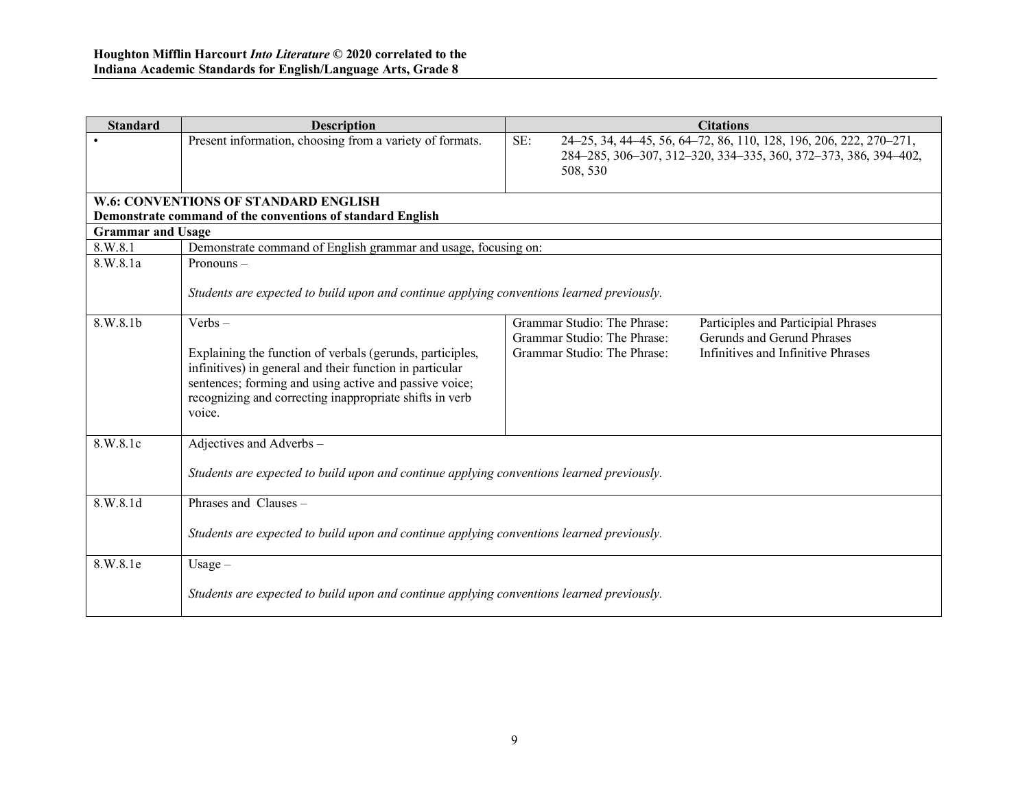| Standard | Description | Citations |
|---|---|---|
| • | Present information, choosing from a variety of formats. | SE: 24–25, 34, 44–45, 56, 64–72, 86, 110, 128, 196, 206, 222, 270–271, 284–285, 306–307, 312–320, 334–335, 360, 372–373, 386, 394–402, 508, 530 |
| **W.6: CONVENTIONS OF STANDARD ENGLISH**<br>**Demonstrate command of the conventions of standard English** | | |
| **Grammar and Usage** | | |
| 8.W.8.1 | Demonstrate command of English grammar and usage, focusing on: | |
| 8.W.8.1a | Pronouns –<br><br>*Students are expected to build upon and continue applying conventions learned previously.* | |
| 8.W.8.1b | Verbs –<br><br>Explaining the function of verbals (gerunds, participles, infinitives) in general and their function in particular sentences; forming and using active and passive voice; recognizing and correcting inappropriate shifts in verb voice. | Grammar Studio: The Phrase: Participles and Participial Phrases<br>Grammar Studio: The Phrase: Gerunds and Gerund Phrases<br>Grammar Studio: The Phrase: Infinitives and Infinitive Phrases |
| 8.W.8.1c | Adjectives and Adverbs –<br><br>*Students are expected to build upon and continue applying conventions learned previously.* | |
| 8.W.8.1d | Phrases and Clauses –<br><br>*Students are expected to build upon and continue applying conventions learned previously.* | |
| 8.W.8.1e | Usage –<br><br>*Students are expected to build upon and continue applying conventions learned previously.* | |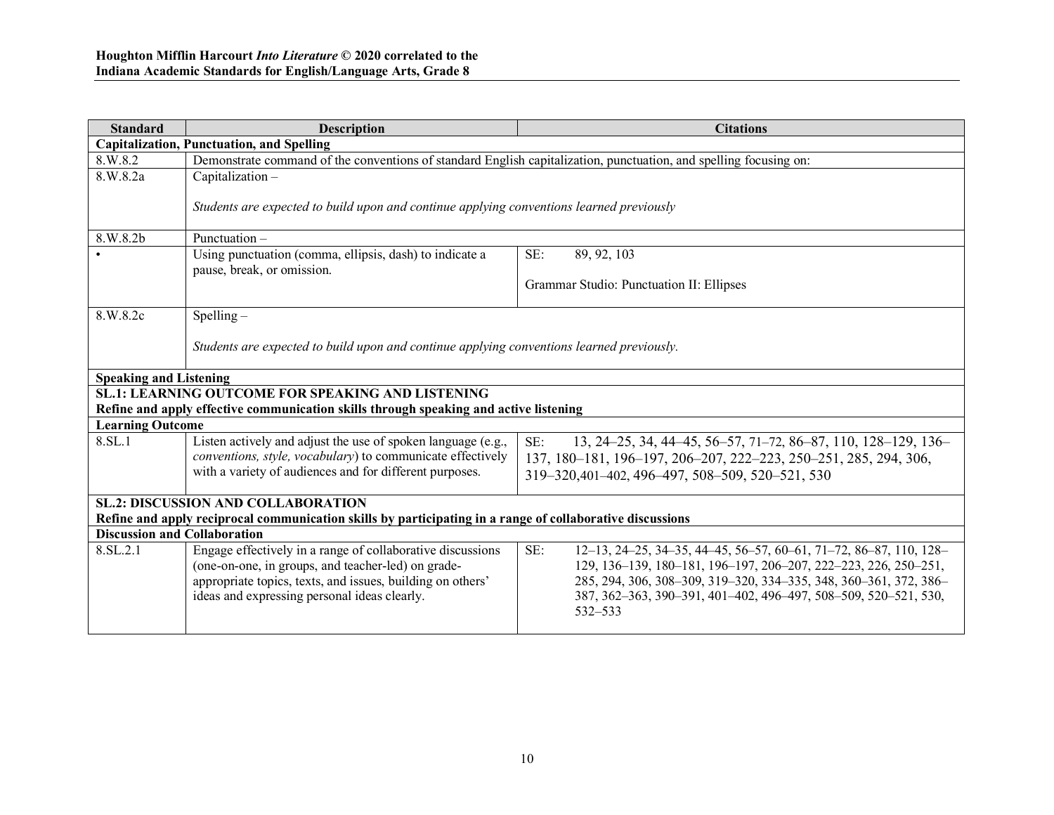**Houghton Mifflin Harcourt *Into Literature* © 2020 correlated to the Indiana Academic Standards for English/Language Arts, Grade 8**

| Standard | Description | Citations |
|---|---|---|
| **Capitalization, Punctuation, and Spelling** | | |
| 8.W.8.2 | Demonstrate command of the conventions of standard English capitalization, punctuation, and spelling focusing on: | |
| 8.W.8.2a | Capitalization – *Students are expected to build upon and continue applying conventions learned previously* | |
| 8.W.8.2b | Punctuation – | |
| • | Using punctuation (comma, ellipsis, dash) to indicate a pause, break, or omission. | SE: 89, 92, 103<br>Grammar Studio: Punctuation II: Ellipses |
| 8.W.8.2c | Spelling – *Students are expected to build upon and continue applying conventions learned previously.* | |
| **Speaking and Listening** | | |
| **SL.1: LEARNING OUTCOME FOR SPEAKING AND LISTENING**<br>**Refine and apply effective communication skills through speaking and active listening** | | |
| **Learning Outcome** | | |
| 8.SL.1 | Listen actively and adjust the use of spoken language (e.g., *conventions, style, vocabulary*) to communicate effectively with a variety of audiences and for different purposes. | SE: 13, 24–25, 34, 44–45, 56–57, 71–72, 86–87, 110, 128–129, 136–137, 180–181, 196–197, 206–207, 222–223, 250–251, 285, 294, 306, 319–320,401–402, 496–497, 508–509, 520–521, 530 |
| **SL.2: DISCUSSION AND COLLABORATION**<br>**Refine and apply reciprocal communication skills by participating in a range of collaborative discussions** | | |
| **Discussion and Collaboration** | | |
| 8.SL.2.1 | Engage effectively in a range of collaborative discussions (one-on-one, in groups, and teacher-led) on grade-appropriate topics, texts, and issues, building on others' ideas and expressing personal ideas clearly. | SE: 12–13, 24–25, 34–35, 44–45, 56–57, 60–61, 71–72, 86–87, 110, 128–129, 136–139, 180–181, 196–197, 206–207, 222–223, 226, 250–251, 285, 294, 306, 308–309, 319–320, 334–335, 348, 360–361, 372, 386–387, 362–363, 390–391, 401–402, 496–497, 508–509, 520–521, 530, 532–533 |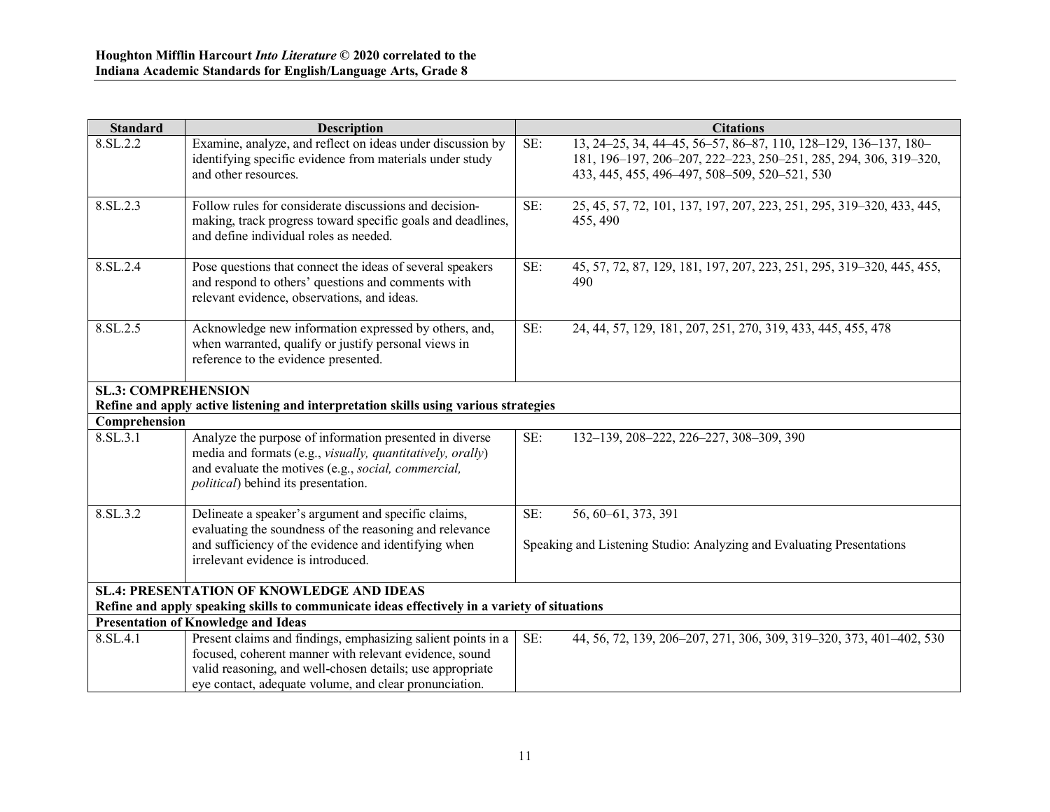| Standard | Description | Citations |
| --- | --- | --- |
| 8.SL.2.2 | Examine, analyze, and reflect on ideas under discussion by identifying specific evidence from materials under study and other resources. | SE: 13, 24–25, 34, 44–45, 56–57, 86–87, 110, 128–129, 136–137, 180–181, 196–197, 206–207, 222–223, 250–251, 285, 294, 306, 319–320, 433, 445, 455, 496–497, 508–509, 520–521, 530 |
| 8.SL.2.3 | Follow rules for considerate discussions and decision-making, track progress toward specific goals and deadlines, and define individual roles as needed. | SE: 25, 45, 57, 72, 101, 137, 197, 207, 223, 251, 295, 319–320, 433, 445, 455, 490 |
| 8.SL.2.4 | Pose questions that connect the ideas of several speakers and respond to others' questions and comments with relevant evidence, observations, and ideas. | SE: 45, 57, 72, 87, 129, 181, 197, 207, 223, 251, 295, 319–320, 445, 455, 490 |
| 8.SL.2.5 | Acknowledge new information expressed by others, and, when warranted, qualify or justify personal views in reference to the evidence presented. | SE: 24, 44, 57, 129, 181, 207, 251, 270, 319, 433, 445, 455, 478 |
| **SL.3: COMPREHENSION**<br>**Refine and apply active listening and interpretation skills using various strategies** | | |
| **Comprehension** | | |
| 8.SL.3.1 | Analyze the purpose of information presented in diverse media and formats (e.g., *visually, quantitatively, orally*) and evaluate the motives (e.g., *social, commercial, political*) behind its presentation. | SE: 132–139, 208–222, 226–227, 308–309, 390 |
| 8.SL.3.2 | Delineate a speaker's argument and specific claims, evaluating the soundness of the reasoning and relevance and sufficiency of the evidence and identifying when irrelevant evidence is introduced. | SE: 56, 60–61, 373, 391<br><br>Speaking and Listening Studio: Analyzing and Evaluating Presentations |
| **SL.4: PRESENTATION OF KNOWLEDGE AND IDEAS**<br>**Refine and apply speaking skills to communicate ideas effectively in a variety of situations** | | |
| **Presentation of Knowledge and Ideas** | | |
| 8.SL.4.1 | Present claims and findings, emphasizing salient points in a focused, coherent manner with relevant evidence, sound valid reasoning, and well-chosen details; use appropriate eye contact, adequate volume, and clear pronunciation. | SE: 44, 56, 72, 139, 206–207, 271, 306, 309, 319–320, 373, 401–402, 530 |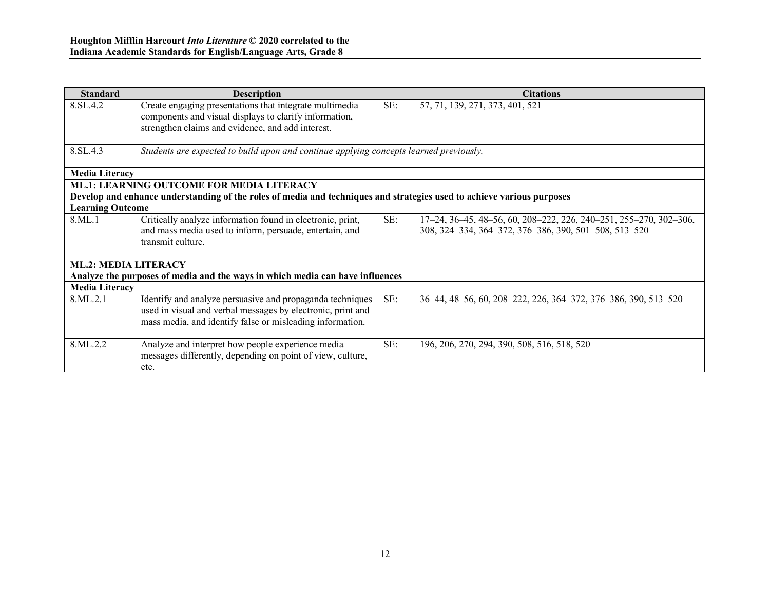| Standard | Description | Citations |
|---|---|---|
| 8.SL.4.2 | Create engaging presentations that integrate multimedia components and visual displays to clarify information, strengthen claims and evidence, and add interest. | SE: 57, 71, 139, 271, 373, 401, 521 |
| 8.SL.4.3 | *Students are expected to build upon and continue applying concepts learned previously.* | |
| **Media Literacy** | | |
| **ML.1: LEARNING OUTCOME FOR MEDIA LITERACY** **Develop and enhance understanding of the roles of media and techniques and strategies used to achieve various purposes** | | |
| **Learning Outcome** | | |
| 8.ML.1 | Critically analyze information found in electronic, print, and mass media used to inform, persuade, entertain, and transmit culture. | SE: 17–24, 36–45, 48–56, 60, 208–222, 226, 240–251, 255–270, 302–306, 308, 324–334, 364–372, 376–386, 390, 501–508, 513–520 |
| **ML.2: MEDIA LITERACY** **Analyze the purposes of media and the ways in which media can have influences** | | |
| **Media Literacy** | | |
| 8.ML.2.1 | Identify and analyze persuasive and propaganda techniques used in visual and verbal messages by electronic, print and mass media, and identify false or misleading information. | SE: 36–44, 48–56, 60, 208–222, 226, 364–372, 376–386, 390, 513–520 |
| 8.ML.2.2 | Analyze and interpret how people experience media messages differently, depending on point of view, culture, etc. | SE: 196, 206, 270, 294, 390, 508, 516, 518, 520 |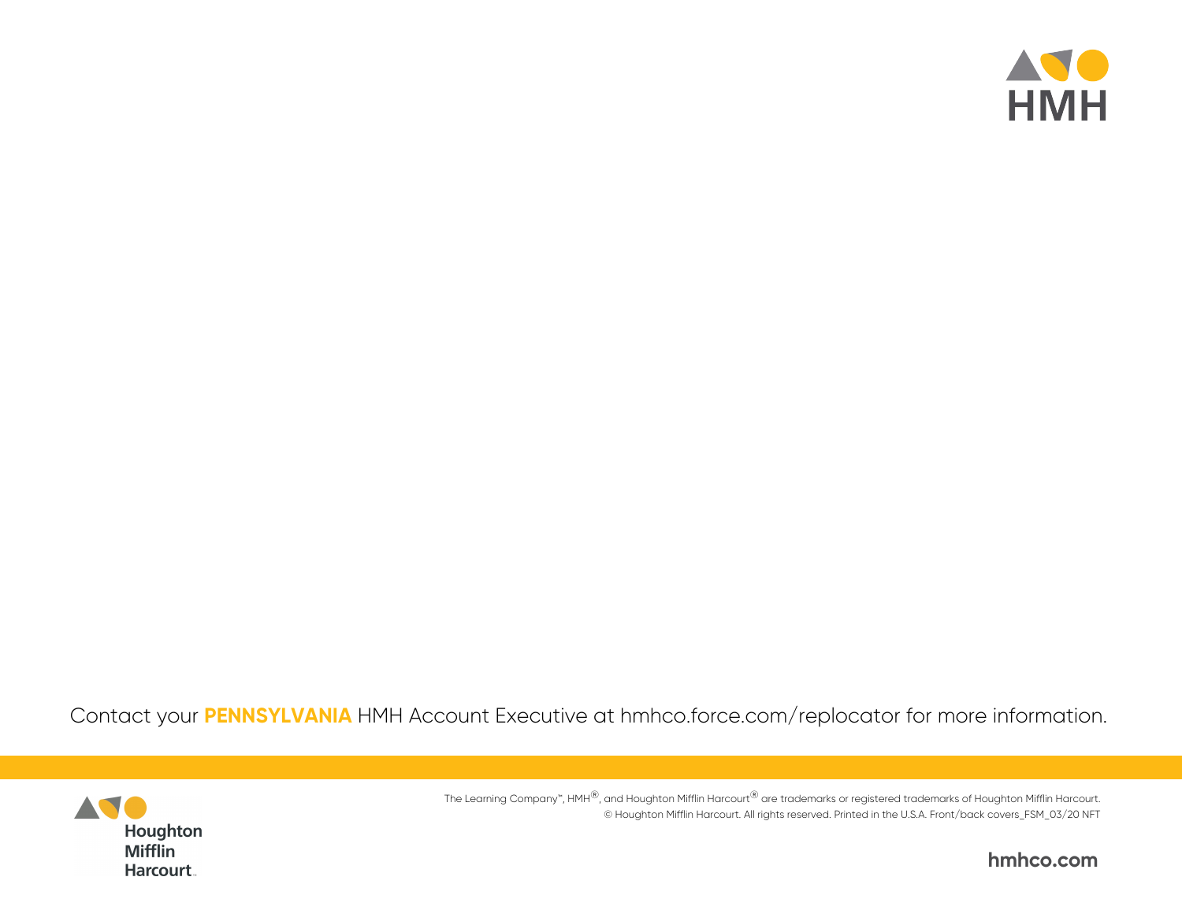HMH

Contact your **PENNSYLVANIA** HMH Account Executive at hmhco.force.com/replocator for more information.

Houghton Mifflin Harcourt

The Learning Company™, HMH®, and Houghton Mifflin Harcourt® are trademarks or registered trademarks of Houghton Mifflin Harcourt.
© Houghton Mifflin Harcourt. All rights reserved. Printed in the U.S.A. Front/back covers_FSM_03/20 NFT

**hmhco.com**